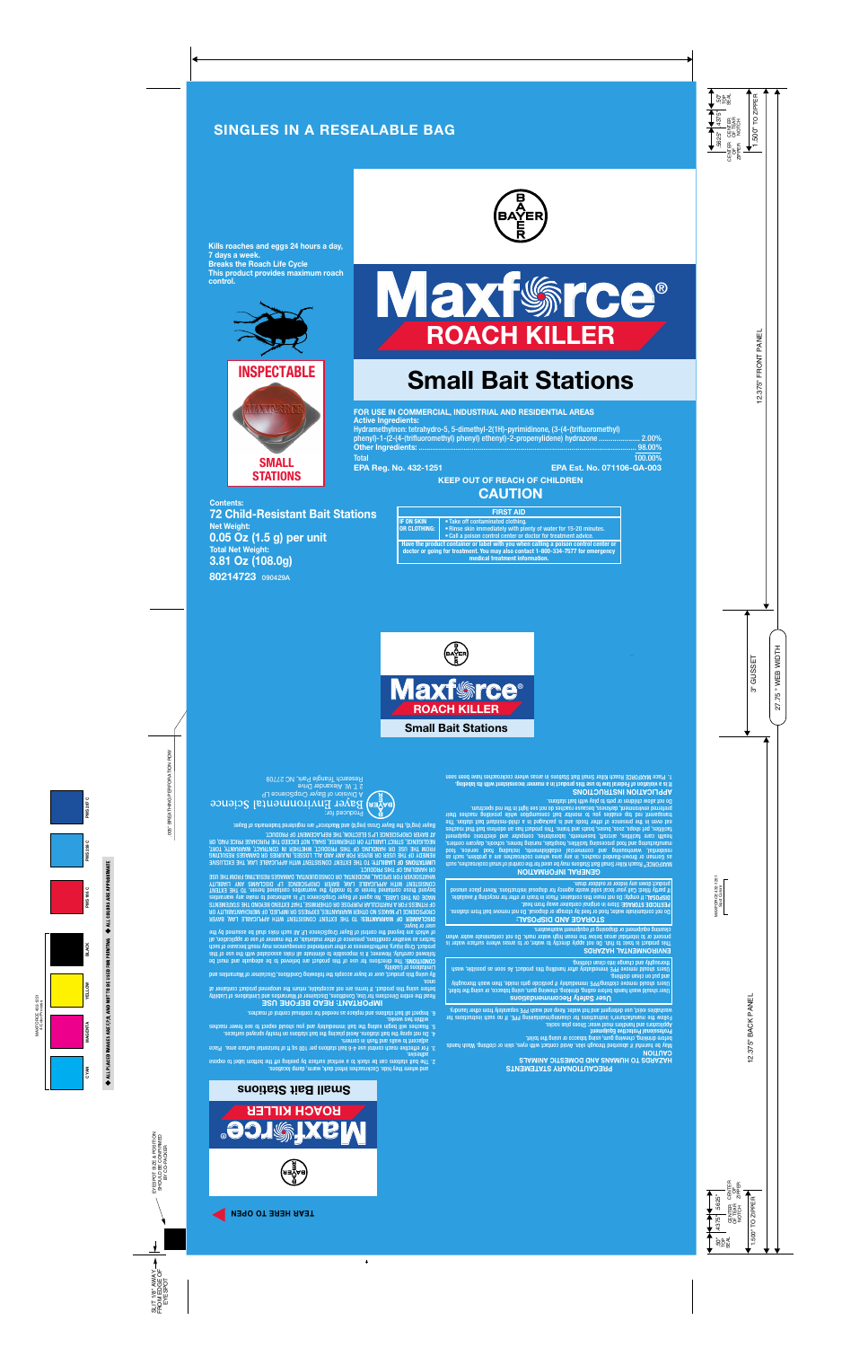## SINGLES IN A RESEALABLE BAG

**Kills roaches and eggs 24 hours a day, 7 days a week.**
**Breaks the Roach Life Cycle**
**This product provides maximum roach control.**

**INSPECTABLE**

**SMALL STATIONS**

**Contents:**
**72 Child-Resistant Bait Stations**
**Net Weight:**
**0.05 Oz (1.5 g) per unit**
**Total Net Weight:**
**3.81 Oz (108.0g)**
**80214723** 090429A

BAYER

# Maxforce®
## ROACH KILLER

## Small Bait Stations

**FOR USE IN COMMERCIAL, INDUSTRIAL AND RESIDENTIAL AREAS**

**Active Ingredients:**

| | |
|---|---|
| Hydramethylnon: tetrahydro-5, 5-dimethyl-2(1H)-pyrimidinone, (3-(4-(trifluoromethyl) phenyl)-1-(2-(4-(trifluoromethyl) phenyl) ethenyl)-2-propenylidene) hydrazone | 2.00% |
| Other Ingredients: | 98.00% |
| Total | 100.00% |

**EPA Reg. No. 432-1251** **EPA Est. No. 071106-GA-003**

**KEEP OUT OF REACH OF CHILDREN**

## CAUTION

| FIRST AID | |
|---|---|
| IF ON SKIN OR CLOTHING: | • Take off contaminated clothing. • Rinse skin immediately with plenty of water for 15-20 minutes. • Call a poison control center or doctor for treatment advice. |
| Have the product container or label with you when calling a poison control center or doctor or going for treatment. You may also contact 1-800-334-7577 for emergency medical treatment information. | |

BAYER

# Maxforce®
## ROACH KILLER
## Small Bait Stations

### PRECAUTIONARY STATEMENTS
### HAZARDS TO HUMANS AND DOMESTIC ANIMALS
**CAUTION**

May be harmful if absorbed through skin. Avoid contact with eyes, skin or clothing. Wash hands before eating, drinking, chewing gum, using tobacco or using the toilet.

**Personal Protective Equipment**
Applicators and handlers must wear: Shoes plus socks.
Follow the manufacturer's instructions for cleaning/maintaining PPE. If no such instructions for washables exist, use detergent and hot water. Keep and wash PPE separately from other laundry.

**User Safety Recommendations**
Users should wash hands before eating, drinking, chewing gum, using tobacco, or using the toilet. Users should remove clothing/PPE immediately if pesticide gets inside, then wash thoroughly and put on clean clothing.
Users should remove PPE immediately after handling this product. As soon as possible, wash thoroughly and change into clean clothing.

### ENVIRONMENTAL HAZARDS
This product is toxic to fish. Do not apply directly to water, or to areas where surface water is present or to intertidal areas below the mean high water mark. Do not contaminate water when cleaning equipment or disposing of equipment washwaters.

### STORAGE AND DISPOSAL
Do not contaminate water, food or feed by storage or disposal. Do not remove bait from stations.
**PESTICIDE STORAGE:** Store in original container away from heat.
**DISPOSAL:** If empty: Do not reuse this container. Place in trash or offer for recycling if available. If partly filled: Call your local solid waste agency for disposal instructions. Never place unused product down any indoor or outdoor drain.

### GENERAL INFORMATION
MAXFORCE® Roach Killer Small Bait Stations may be used for the control of small cockroaches, such as German or Brown-Banded roaches, in any area where cockroaches are a problem, such as residential, warehousing and commercial establishments, including food service, food manufacturing and food processing facilities, hospitals, nursing homes, schools, daycare centers, health care facilities, aircraft, basements, computer and electronic equipment facilities, pet shops, zoos, buses, boats and trains. This product has an attractant bait that roaches eat even in the presence of other foods and is packaged in a child-resistant bait station. The transparent lid top enables you to monitor bait consumption while providing roaches their preferred environment, darkness, because roaches do not see light in the red spectrum.
Do not allow children or pets to play with bait stations.

### APPLICATION INSTRUCTIONS
**It is a violation of Federal law to use this product in a manner inconsistent with its labeling.**

1. Place MAXFORCE Roach Killer Small Bait Stations in areas where cockroaches have been seen and where they hide. Cockroaches infest dark, warm, damp locations.
2. The bait stations can be stuck to a vertical surface by peeling off the bottom label to expose adhesive.
3. For effective roach control use 4-8 bait stations per 100 sq ft of horizontal surface area. Place adjacent to walls and in corners.
4. Do not spray the bait stations. Avoid placing the bait stations on freshly sprayed surfaces.
5. Roaches will begin eating the bait immediately and you should expect to see fewer roaches within two weeks.
6. Inspect all bait stations and replace as needed for continual control of roaches.

### IMPORTANT: READ BEFORE USE
Read the entire Directions for Use, Conditions, Disclaimer of Warranties and Limitations of Liability before using this product. If terms are not acceptable, return the unopened product container at once.
By using this product, user or buyer accepts the following Conditions, Disclaimer of Warranties and Limitations of Liability.

**CONDITIONS:** The directions for use of this product are believed to be adequate and must be followed carefully. However, it is impossible to eliminate all risks associated with the use of this product. Crop injury, ineffectiveness or other unintended consequences may result because of such factors as weather conditions, presence of other materials, or the manner of use or application, all of which are beyond the control of Bayer CropScience LP. All such risks shall be assumed by the user or buyer.

**DISCLAIMER OF WARRANTIES:** TO THE EXTENT CONSISTENT WITH APPLICABLE LAW, BAYER CROPSCIENCE LP MAKES NO OTHER WARRANTIES, EXPRESS OR IMPLIED, OF MERCHANTABILITY OR OF FITNESS FOR A PARTICULAR PURPOSE OR OTHERWISE, THAT EXTEND BEYOND THE STATEMENTS MADE ON THIS LABEL. No agent of Bayer CropScience LP is authorized to make any warranties beyond those contained herein or to modify the warranties contained herein. TO THE EXTENT CONSISTENT WITH APPLICABLE LAW, BAYER CROPSCIENCE LP DISCLAIMS ANY LIABILITY WHATSOEVER FOR SPECIAL, INCIDENTAL OR CONSEQUENTIAL DAMAGES RESULTING FROM THE USE OR HANDLING OF THIS PRODUCT.

**LIMITATIONS OF LIABILITY:** TO THE EXTENT CONSISTENT WITH APPLICABLE LAW, THE EXCLUSIVE REMEDY OF THE USER OR BUYER FOR ANY AND ALL LOSSES, INJURIES OR DAMAGES RESULTING FROM THE USE OR HANDLING OF THIS PRODUCT, WHETHER IN CONTRACT, WARRANTY, TORT, NEGLIGENCE, STRICT LIABILITY OR OTHERWISE, SHALL NOT EXCEED THE PURCHASE PRICE PAID, OR AT BAYER CROPSCIENCE LP'S ELECTION, THE REPLACEMENT OF PRODUCT.

Bayer (reg'd), the Bayer Cross (reg'd) and Maxforce® are registered trademarks of Bayer.

Produced for:
**Bayer Environmental Science**
A Division of Bayer CropScience LP
2 T.W. Alexander Drive
Research Triangle Park, NC 27709

TEAR HERE TO OPEN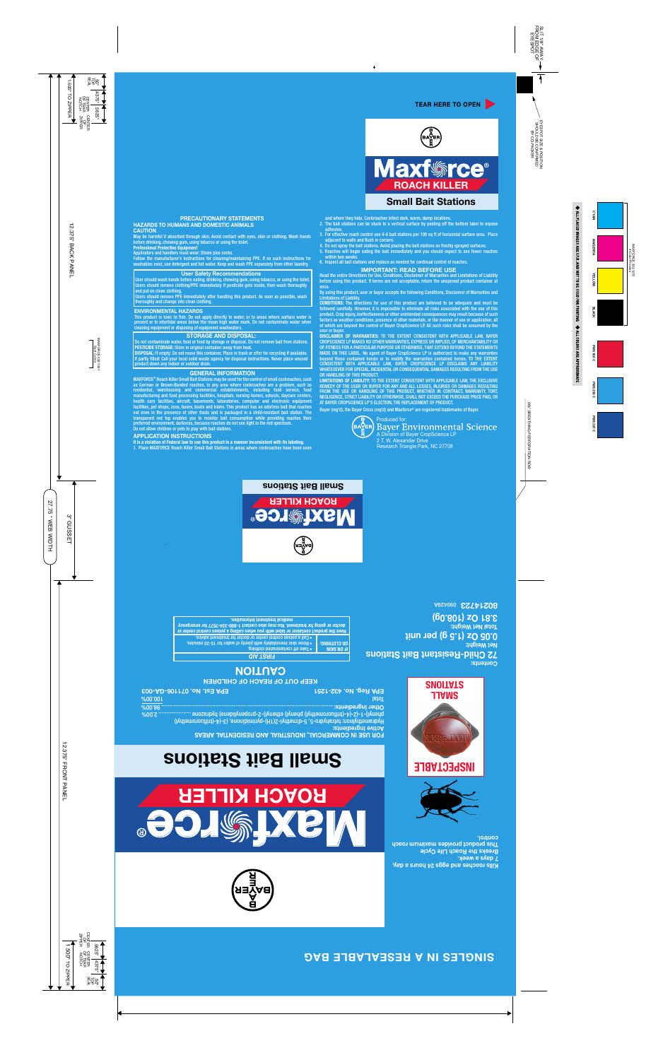TEAR HERE TO OPEN

# Maxforce® ROACH KILLER

## Small Bait Stations

## PRECAUTIONARY STATEMENTS

### HAZARDS TO HUMANS AND DOMESTIC ANIMALS

**CAUTION**

May be harmful if absorbed through skin. Avoid contact with eyes, skin or clothing. Wash hands before drinking, chewing gum, using tobacco or using the toilet.

**Professional Personal Protective Equipment**

Applicators and handlers must wear: Shoes plus socks.

Follow the manufacturer's instructions for cleaning/maintaining PPE. If no such instructions for washables exist, use detergent and hot water. Keep and wash PPE separately from other laundry.

**User Safety Recommendations**

User should wash hands before eating, drinking, chewing gum, using tobacco, or using the toilet.
Users should remove clothing/PPE immediately if pesticide gets inside, then wash thoroughly and put on clean clothing.
Users should remove PPE immediately after handling this product. As soon as possible, wash thoroughly and change into clean clothing.

### ENVIRONMENTAL HAZARDS

This product is toxic to fish. Do not apply directly to water, or to areas where surface water is present or to intertidal areas below the mean high water mark. Do not contaminate water when cleaning equipment or disposing of equipment washwaters.

### STORAGE AND DISPOSAL:

Do not contaminate water, food or feed by storage or disposal. Do not remove bait from stations.
**PESTICIDE STORAGE:** Store in original container away from heat.
**DISPOSAL:** If empty: Do not reuse this container. Place in trash or offer for recycling if available. If partly filled: Call your local solid waste agency for disposal instructions. Never place unused product down any indoor or outdoor drain.

### GENERAL INFORMATION

MAXFORCE® Roach Killer Small Bait Stations may be used for the control of small cockroaches, such as German or Brown-Banded roaches, in any area where cockroaches are a problem, such as residential, warehousing and commercial establishments, including food service, food manufacturing and food processing facilities, hospitals, nursing homes, schools, daycare centers, health care facilities, aircraft, basements, laboratories, computer and electronic equipment facilities, pet shops, zoos, buses, boats and trains. This product has an odorless bait that roaches eat even in the presence of other foods and is packaged in a child-resistant bait station. The transparent red top enables you to monitor bait consumption while providing roaches their preferred environment, darkness, because roaches do not see light in the red spectrum.
Do not allow children or pets to play with bait stations.

### APPLICATION INSTRUCTIONS

**It is a violation of Federal law to use this product in a manner inconsistent with its labeling.**

1. Place MAXFORCE Roach Killer Small Bait Stations in areas where cockroaches have been seen and where they hide. Cockroaches infest dark, warm, damp locations.
2. The bait stations can be stuck to a vertical surface by peeling off the bottom label to expose adhesive.
3. For effective roach control use 4-6 bait stations per 100 sq ft of horizontal surface area. Place adjacent to walls and flush in corners.
4. Do not spray the bait stations. Avoid placing the bait stations on freshly sprayed surfaces.
5. Roaches will begin eating the bait immediately and you should expect to see fewer roaches within two weeks.
6. Inspect all bait stations and replace as needed for continual control of roaches.

### IMPORTANT: READ BEFORE USE

Read the entire Directions for Use, Conditions, Disclaimer of Warranties and Limitations of Liability before using this product. If terms are not acceptable, return the unopened product container at once.

By using this product, user or buyer accepts the following Conditions, Disclaimer of Warranties and Limitations of Liability.

**CONDITIONS:** The directions for use of this product are believed to be adequate and must be followed carefully. However, it is impossible to eliminate all risks associated with the use of this product. Crop injury, ineffectiveness or other unintended consequences may result because of such factors as weather conditions, presence of other materials, or the manner of use or application, all of which are beyond the control of Bayer CropScience LP. All such risks shall be assumed by the user or buyer.

**DISCLAIMER OF WARRANTIES:** TO THE EXTENT CONSISTENT WITH APPLICABLE LAW, BAYER CROPSCIENCE LP MAKES NO OTHER WARRANTIES, EXPRESS OR IMPLIED, OF MERCHANTABILITY OR OF FITNESS FOR A PARTICULAR PURPOSE OR OTHERWISE, THAT EXTEND BEYOND THE STATEMENTS MADE ON THIS LABEL. No agent of Bayer CropScience LP is authorized to make any warranties beyond those contained herein or to modify the warranties contained herein. TO THE EXTENT CONSISTENT WITH APPLICABLE LAW, BAYER CROPSCIENCE LP DISCLAIMS ANY LIABILITY WHATSOEVER FOR SPECIAL, INCIDENTAL OR CONSEQUENTIAL DAMAGES RESULTING FROM THE USE OR HANDLING OF THIS PRODUCT.

**LIMITATIONS OF LIABILITY:** TO THE EXTENT CONSISTENT WITH APPLICABLE LAW, THE EXCLUSIVE REMEDY OF THE USER OR BUYER FOR ANY AND ALL LOSSES, INJURIES OR DAMAGES RESULTING FROM THE USE OR HANDLING OF THIS PRODUCT, WHETHER IN CONTRACT, WARRANTY, TORT, NEGLIGENCE, STRICT LIABILITY OR OTHERWISE, SHALL NOT EXCEED THE PURCHASE PRICE PAID, OR AT BAYER CROPSCIENCE LP'S ELECTION, THE REPLACEMENT OF PRODUCT.

Bayer (reg'd), the Bayer Cross (reg'd) and Maxforce® are registered trademarks of Bayer.

Produced for:
Bayer Environmental Science
A Division of Bayer CropScience LP
2 T. W. Alexander Drive
Research Triangle Park, NC 27709

# Maxforce® ROACH KILLER

## Small Bait Stations

**FOR USE IN COMMERCIAL, INDUSTRIAL AND RESIDENTIAL AREAS**

**Active Ingredient:**

| | |
|---|---|
| Hydramethylnon: tetrahydro-5, 5-dimethyl-2(1H)-pyrimidinone, (3-[4-(trifluoromethyl) phenyl]-1-(2-[4-(trifluoromethyl) phenyl] ethenyl)-2-propenylidene) hydrazone | 2.00% |
| **Other Ingredients:** | 98.00% |
| Total | 100.00% |

EPA Reg. No. 432-1251 EPA Est. No. 071106-GA-003

**KEEP OUT OF REACH OF CHILDREN**

## CAUTION

**FIRST AID**

| | |
|---|---|
| **IF ON SKIN OR CLOTHING:** | • Take off contaminated clothing. • Rinse skin immediately with plenty of water for 15-20 minutes. • Call a poison control center or doctor for treatment advice. |

Have the product container or label with you when calling a poison control center or doctor or going for treatment. You may also contact 1-800-334-7577 for emergency medical treatment information.

**Contents:**
**72 Child-Resistant Bait Stations**
**Net Weight:**
**0.05 oz (1.5 g) per unit**
**Total Net Weight:**
**3.81 oz (108.0g)**

80214723 090429A

INSPECTABLE

SMALL STATIONS

Kills roaches and eggs 24 hours a day, 7 days a week.
Breaks the Roach Life Cycle
This product provides maximum roach control.

# SINGLES IN A RESEALABLE BAG